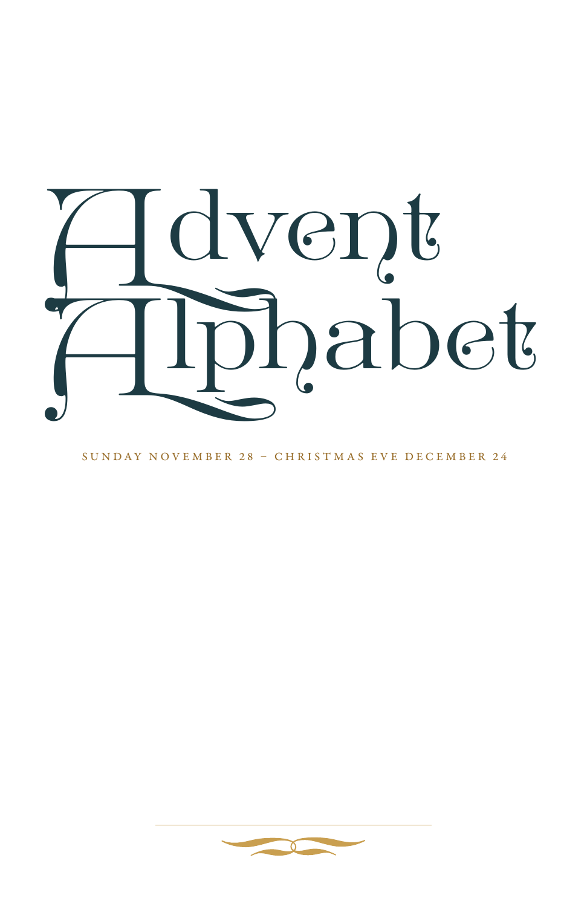# Advent Alphabet

SUNDAY NOVEMBER 28 – CHRISTMAS EVE DECEMBER 24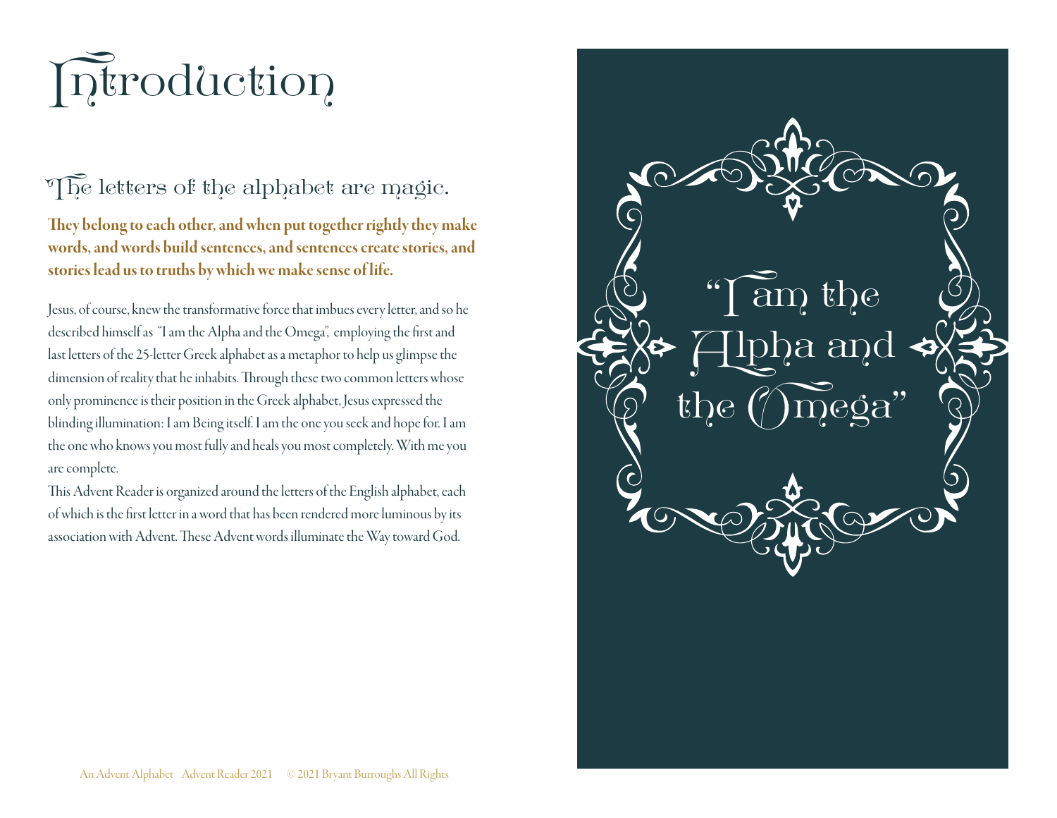# Introduction

## The letters of the alphabet are magic.

**They belong to each other, and when put together rightly they make words, and words build sentences, and sentences create stories, and stories lead us to truths by which we make sense of life.**

Jesus, of course, knew the transformative force that imbues every letter, and so he described himself as "I am the Alpha and the Omega", employing the first and last letters of the 25-letter Greek alphabet as a metaphor to help us glimpse the dimension of reality that he inhabits. Through these two common letters whose only prominence is their position in the Greek alphabet, Jesus expressed the blinding illumination: I am Being itself. I am the one you seek and hope for. I am the one who knows you most fully and heals you most completely. With me you are complete.

This Advent Reader is organized around the letters of the English alphabet, each of which is the first letter in a word that has been rendered more luminous by its association with Advent. These Advent words illuminate the Way toward God.

"I am the Alpha and the Omega"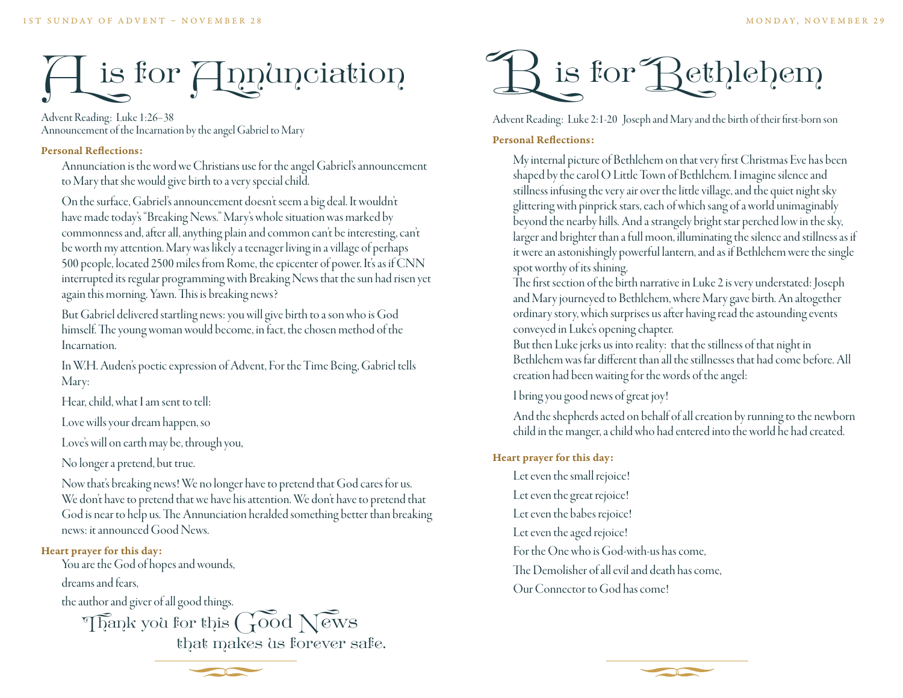1ST SUNDAY OF ADVENT – NOVEMBER 28

# A is for Annunciation

Advent Reading: Luke 1:26–38
Announcement of the Incarnation by the angel Gabriel to Mary

**Personal Reflections:**

Annunciation is the word we Christians use for the angel Gabriel's announcement to Mary that she would give birth to a very special child.

On the surface, Gabriel's announcement doesn't seem a big deal. It wouldn't have made today's "Breaking News." Mary's whole situation was marked by commonness and, after all, anything plain and common can't be interesting, can't be worth my attention. Mary was likely a teenager living in a village of perhaps 500 people, located 2500 miles from Rome, the epicenter of power. It's as if CNN interrupted its regular programming with Breaking News that the sun had risen yet again this morning. Yawn. This is breaking news?

But Gabriel delivered startling news: you will give birth to a son who is God himself. The young woman would become, in fact, the chosen method of the Incarnation.

In W.H. Auden's poetic expression of Advent, For the Time Being, Gabriel tells Mary:

Hear, child, what I am sent to tell:

Love wills your dream happen, so

Love's will on earth may be, through you,

No longer a pretend, but true.

Now that's breaking news! We no longer have to pretend that God cares for us. We don't have to pretend that we have his attention. We don't have to pretend that God is near to help us. The Annunciation heralded something better than breaking news: it announced Good News.

**Heart prayer for this day:**

You are the God of hopes and wounds,

dreams and fears,

the author and giver of all good things.

Thank you for this Good News
that makes us forever safe.

MONDAY, NOVEMBER 29

# B is for Bethlehem

Advent Reading: Luke 2:1-20 Joseph and Mary and the birth of their first-born son

**Personal Reflections:**

My internal picture of Bethlehem on that very first Christmas Eve has been shaped by the carol O Little Town of Bethlehem. I imagine silence and stillness infusing the very air over the little village, and the quiet night sky glittering with pinprick stars, each of which sang of a world unimaginably beyond the nearby hills. And a strangely bright star perched low in the sky, larger and brighter than a full moon, illuminating the silence and stillness as if it were an astonishingly powerful lantern, and as if Bethlehem were the single spot worthy of its shining.

The first section of the birth narrative in Luke 2 is very understated: Joseph and Mary journeyed to Bethlehem, where Mary gave birth. An altogether ordinary story, which surprises us after having read the astounding events conveyed in Luke's opening chapter.

But then Luke jerks us into reality: that the stillness of that night in Bethlehem was far different than all the stillnesses that had come before. All creation had been waiting for the words of the angel:

I bring you good news of great joy!

And the shepherds acted on behalf of all creation by running to the newborn child in the manger, a child who had entered into the world he had created.

**Heart prayer for this day:**

Let even the small rejoice!

Let even the great rejoice!

Let even the babes rejoice!

Let even the aged rejoice!

For the One who is God-with-us has come,

The Demolisher of all evil and death has come,

Our Connector to God has come!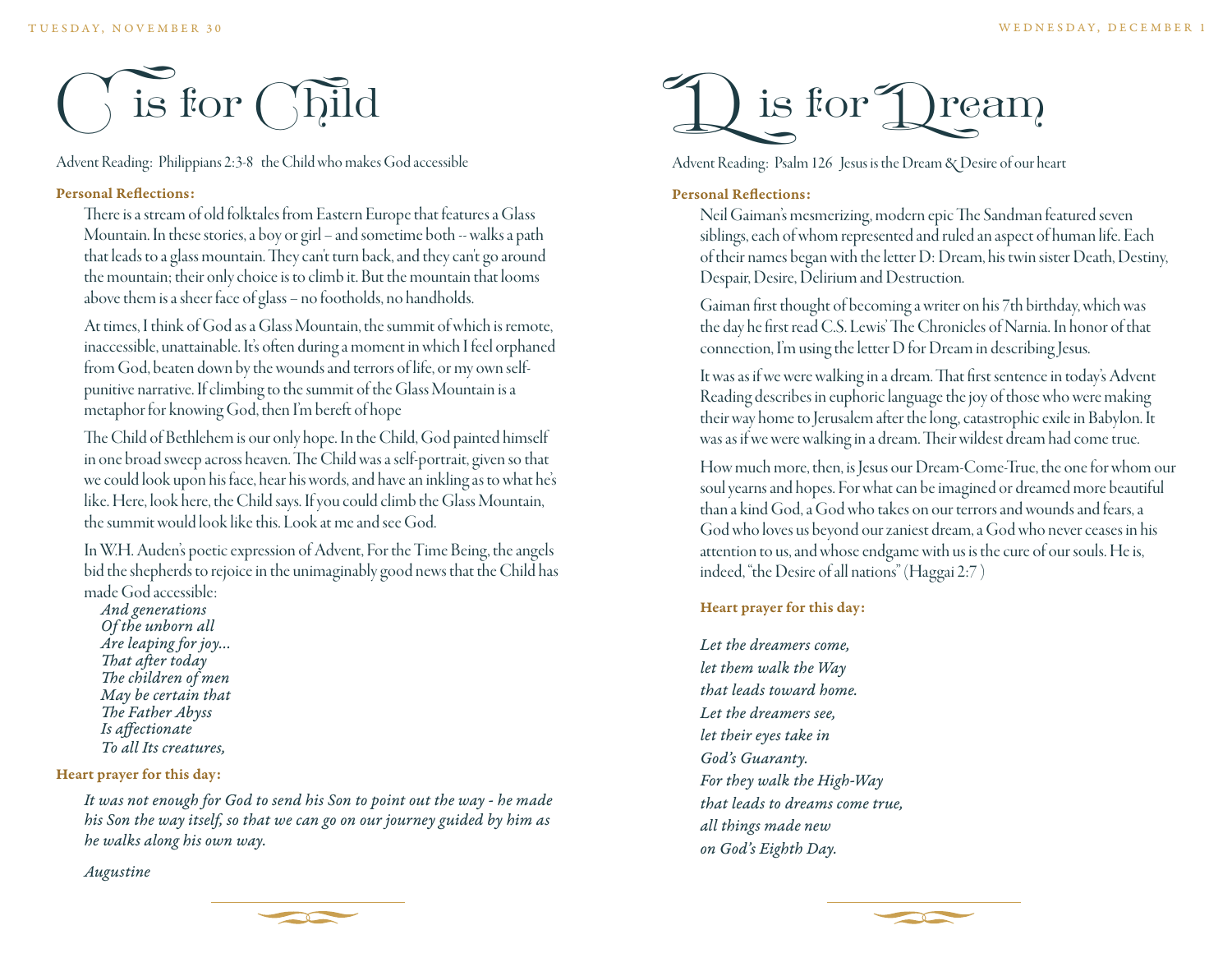# C is for Child

Advent Reading: Philippians 2:3-8 the Child who makes God accessible

**Personal Reflections:**

There is a stream of old folktales from Eastern Europe that features a Glass Mountain. In these stories, a boy or girl – and sometime both -- walks a path that leads to a glass mountain. They can't turn back, and they can't go around the mountain; their only choice is to climb it. But the mountain that looms above them is a sheer face of glass – no footholds, no handholds.

At times, I think of God as a Glass Mountain, the summit of which is remote, inaccessible, unattainable. It's often during a moment in which I feel orphaned from God, beaten down by the wounds and terrors of life, or my own self-punitive narrative. If climbing to the summit of the Glass Mountain is a metaphor for knowing God, then I'm bereft of hope

The Child of Bethlehem is our only hope. In the Child, God painted himself in one broad sweep across heaven. The Child was a self-portrait, given so that we could look upon his face, hear his words, and have an inkling as to what he's like. Here, look here, the Child says. If you could climb the Glass Mountain, the summit would look like this. Look at me and see God.

In W.H. Auden's poetic expression of Advent, For the Time Being, the angels bid the shepherds to rejoice in the unimaginably good news that the Child has made God accessible:

*And generations*
*Of the unborn all*
*Are leaping for joy...*
*That after today*
*The children of men*
*May be certain that*
*The Father Abyss*
*Is affectionate*
*To all Its creatures,*

**Heart prayer for this day:**

*It was not enough for God to send his Son to point out the way - he made his Son the way itself, so that we can go on our journey guided by him as he walks along his own way.*

*Augustine*

# D is for Dream

Advent Reading: Psalm 126 Jesus is the Dream & Desire of our heart

**Personal Reflections:**

Neil Gaiman's mesmerizing, modern epic The Sandman featured seven siblings, each of whom represented and ruled an aspect of human life. Each of their names began with the letter D: Dream, his twin sister Death, Destiny, Despair, Desire, Delirium and Destruction.

Gaiman first thought of becoming a writer on his 7th birthday, which was the day he first read C.S. Lewis' The Chronicles of Narnia. In honor of that connection, I'm using the letter D for Dream in describing Jesus.

It was as if we were walking in a dream. That first sentence in today's Advent Reading describes in euphoric language the joy of those who were making their way home to Jerusalem after the long, catastrophic exile in Babylon. It was as if we were walking in a dream. Their wildest dream had come true.

How much more, then, is Jesus our Dream-Come-True, the one for whom our soul yearns and hopes. For what can be imagined or dreamed more beautiful than a kind God, a God who takes on our terrors and wounds and fears, a God who loves us beyond our zaniest dream, a God who never ceases in his attention to us, and whose endgame with us is the cure of our souls. He is, indeed, "the Desire of all nations" (Haggai 2:7 )

**Heart prayer for this day:**

*Let the dreamers come,*
*let them walk the Way*
*that leads toward home.*
*Let the dreamers see,*
*let their eyes take in*
*God's Guaranty.*
*For they walk the High-Way*
*that leads to dreams come true,*
*all things made new*
*on God's Eighth Day.*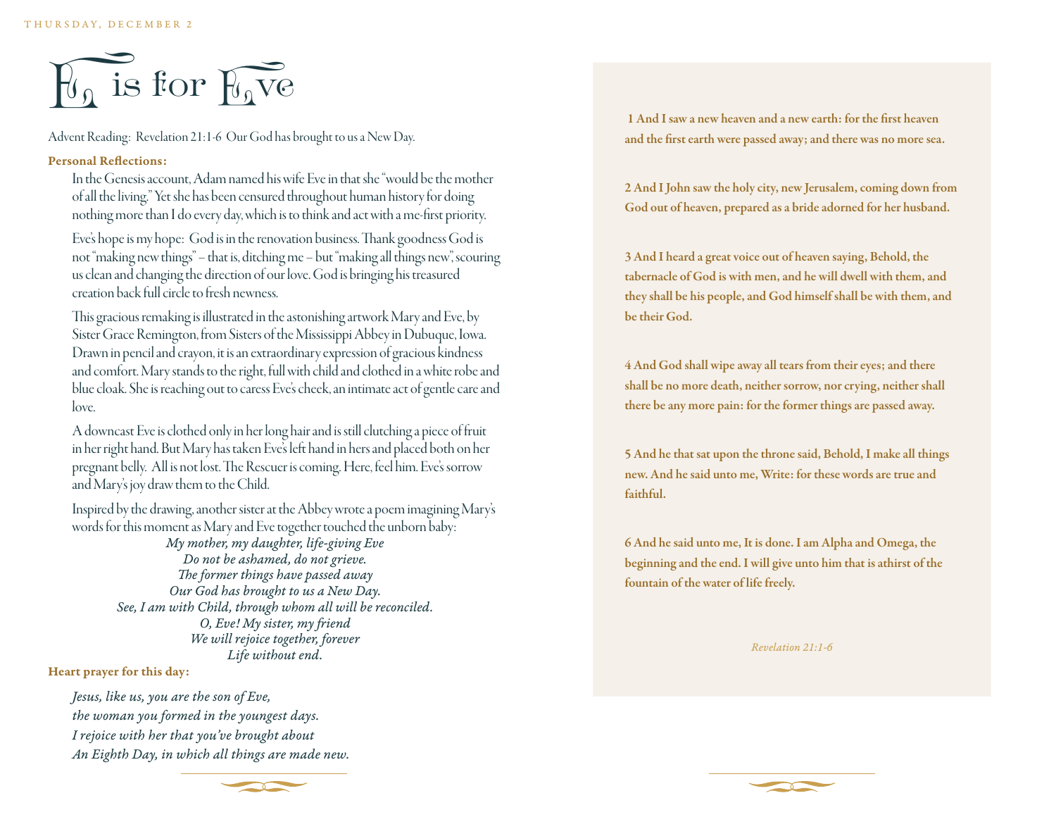THURSDAY, DECEMBER 2

# E is for Eve

Advent Reading: Revelation 21:1-6 Our God has brought to us a New Day.

**Personal Reflections:**

In the Genesis account, Adam named his wife Eve in that she "would be the mother of all the living." Yet she has been censured throughout human history for doing nothing more than I do every day, which is to think and act with a me-first priority.

Eve's hope is my hope: God is in the renovation business. Thank goodness God is not "making new things" – that is, ditching me – but "making all things new", scouring us clean and changing the direction of our love. God is bringing his treasured creation back full circle to fresh newness.

This gracious remaking is illustrated in the astonishing artwork Mary and Eve, by Sister Grace Remington, from Sisters of the Mississippi Abbey in Dubuque, Iowa. Drawn in pencil and crayon, it is an extraordinary expression of gracious kindness and comfort. Mary stands to the right, full with child and clothed in a white robe and blue cloak. She is reaching out to caress Eve's cheek, an intimate act of gentle care and love.

A downcast Eve is clothed only in her long hair and is still clutching a piece of fruit in her right hand. But Mary has taken Eve's left hand in hers and placed both on her pregnant belly. All is not lost. The Rescuer is coming. Here, feel him. Eve's sorrow and Mary's joy draw them to the Child.

Inspired by the drawing, another sister at the Abbey wrote a poem imagining Mary's words for this moment as Mary and Eve together touched the unborn baby:

*My mother, my daughter, life-giving Eve*
*Do not be ashamed, do not grieve.*
*The former things have passed away*
*Our God has brought to us a New Day.*
*See, I am with Child, through whom all will be reconciled.*
*O, Eve! My sister, my friend*
*We will rejoice together, forever*
*Life without end.*

**Heart prayer for this day:**

*Jesus, like us, you are the son of Eve,*
*the woman you formed in the youngest days.*
*I rejoice with her that you've brought about*
*An Eighth Day, in which all things are made new.*

**1 And I saw a new heaven and a new earth: for the first heaven and the first earth were passed away; and there was no more sea.**

**2 And I John saw the holy city, new Jerusalem, coming down from God out of heaven, prepared as a bride adorned for her husband.**

**3 And I heard a great voice out of heaven saying, Behold, the tabernacle of God is with men, and he will dwell with them, and they shall be his people, and God himself shall be with them, and be their God.**

**4 And God shall wipe away all tears from their eyes; and there shall be no more death, neither sorrow, nor crying, neither shall there be any more pain: for the former things are passed away.**

**5 And he that sat upon the throne said, Behold, I make all things new. And he said unto me, Write: for these words are true and faithful.**

**6 And he said unto me, It is done. I am Alpha and Omega, the beginning and the end. I will give unto him that is athirst of the fountain of the water of life freely.**

*Revelation 21:1-6*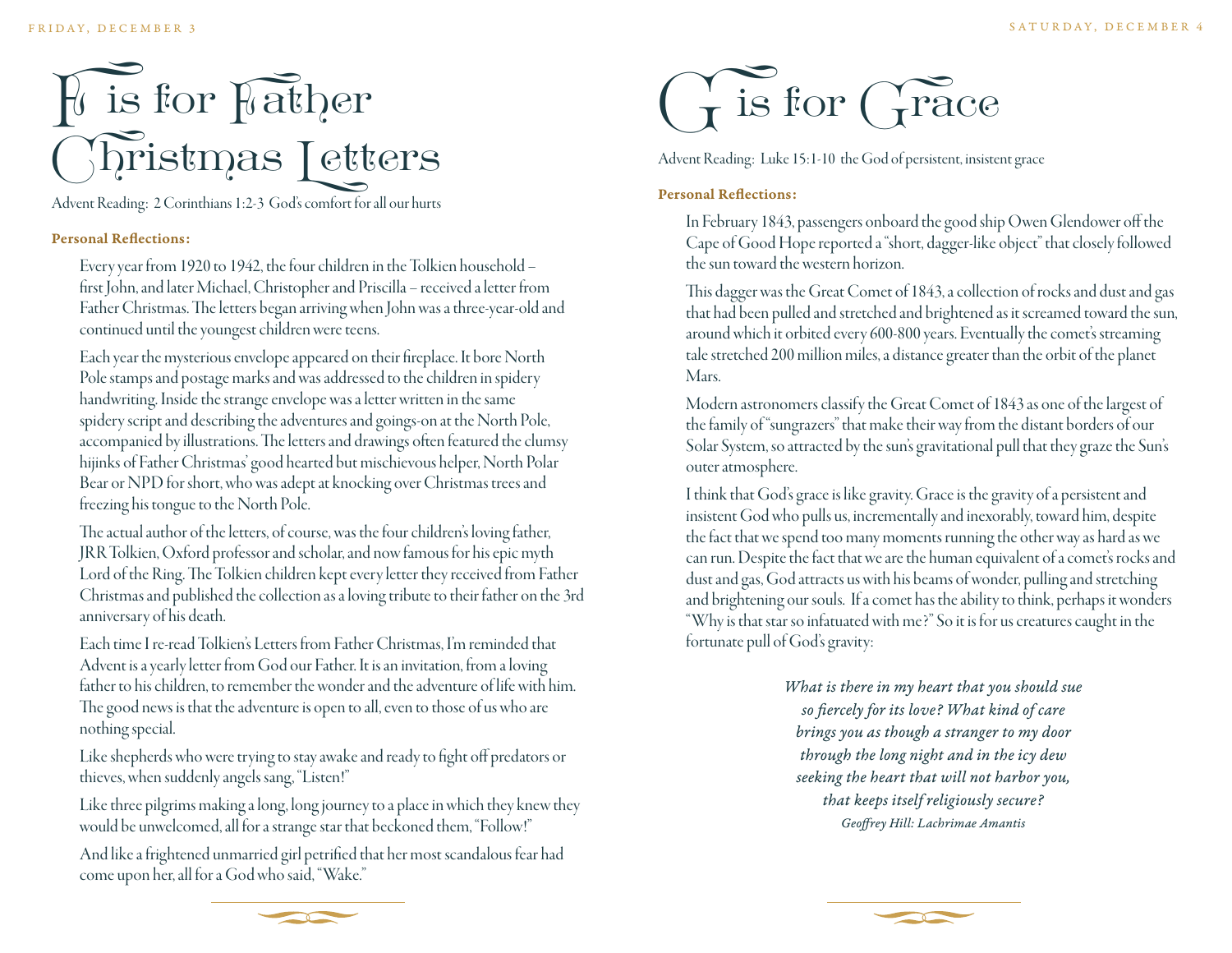# F is for Father Christmas Letters

Advent Reading: 2 Corinthians 1:2-3 God's comfort for all our hurts

**Personal Reflections:**

Every year from 1920 to 1942, the four children in the Tolkien household – first John, and later Michael, Christopher and Priscilla – received a letter from Father Christmas. The letters began arriving when John was a three-year-old and continued until the youngest children were teens.

Each year the mysterious envelope appeared on their fireplace. It bore North Pole stamps and postage marks and was addressed to the children in spidery handwriting. Inside the strange envelope was a letter written in the same spidery script and describing the adventures and goings-on at the North Pole, accompanied by illustrations. The letters and drawings often featured the clumsy hijinks of Father Christmas' good hearted but mischievous helper, North Polar Bear or NPD for short, who was adept at knocking over Christmas trees and freezing his tongue to the North Pole.

The actual author of the letters, of course, was the four children's loving father, JRR Tolkien, Oxford professor and scholar, and now famous for his epic myth Lord of the Ring. The Tolkien children kept every letter they received from Father Christmas and published the collection as a loving tribute to their father on the 3rd anniversary of his death.

Each time I re-read Tolkien's Letters from Father Christmas, I'm reminded that Advent is a yearly letter from God our Father. It is an invitation, from a loving father to his children, to remember the wonder and the adventure of life with him. The good news is that the adventure is open to all, even to those of us who are nothing special.

Like shepherds who were trying to stay awake and ready to fight off predators or thieves, when suddenly angels sang, "Listen!"

Like three pilgrims making a long, long journey to a place in which they knew they would be unwelcomed, all for a strange star that beckoned them, "Follow!"

And like a frightened unmarried girl petrified that her most scandalous fear had come upon her, all for a God who said, "Wake."

# G is for Grace

Advent Reading: Luke 15:1-10 the God of persistent, insistent grace

**Personal Reflections:**

In February 1843, passengers onboard the good ship Owen Glendower off the Cape of Good Hope reported a "short, dagger-like object" that closely followed the sun toward the western horizon.

This dagger was the Great Comet of 1843, a collection of rocks and dust and gas that had been pulled and stretched and brightened as it screamed toward the sun, around which it orbited every 600-800 years. Eventually the comet's streaming tale stretched 200 million miles, a distance greater than the orbit of the planet Mars.

Modern astronomers classify the Great Comet of 1843 as one of the largest of the family of "sungrazers" that make their way from the distant borders of our Solar System, so attracted by the sun's gravitational pull that they graze the Sun's outer atmosphere.

I think that God's grace is like gravity. Grace is the gravity of a persistent and insistent God who pulls us, incrementally and inexorably, toward him, despite the fact that we spend too many moments running the other way as hard as we can run. Despite the fact that we are the human equivalent of a comet's rocks and dust and gas, God attracts us with his beams of wonder, pulling and stretching and brightening our souls. If a comet has the ability to think, perhaps it wonders "Why is that star so infatuated with me?" So it is for us creatures caught in the fortunate pull of God's gravity:

*What is there in my heart that you should sue*
*so fiercely for its love? What kind of care*
*brings you as though a stranger to my door*
*through the long night and in the icy dew*
*seeking the heart that will not harbor you,*
*that keeps itself religiously secure?*
*Geoffrey Hill: Lachrimae Amantis*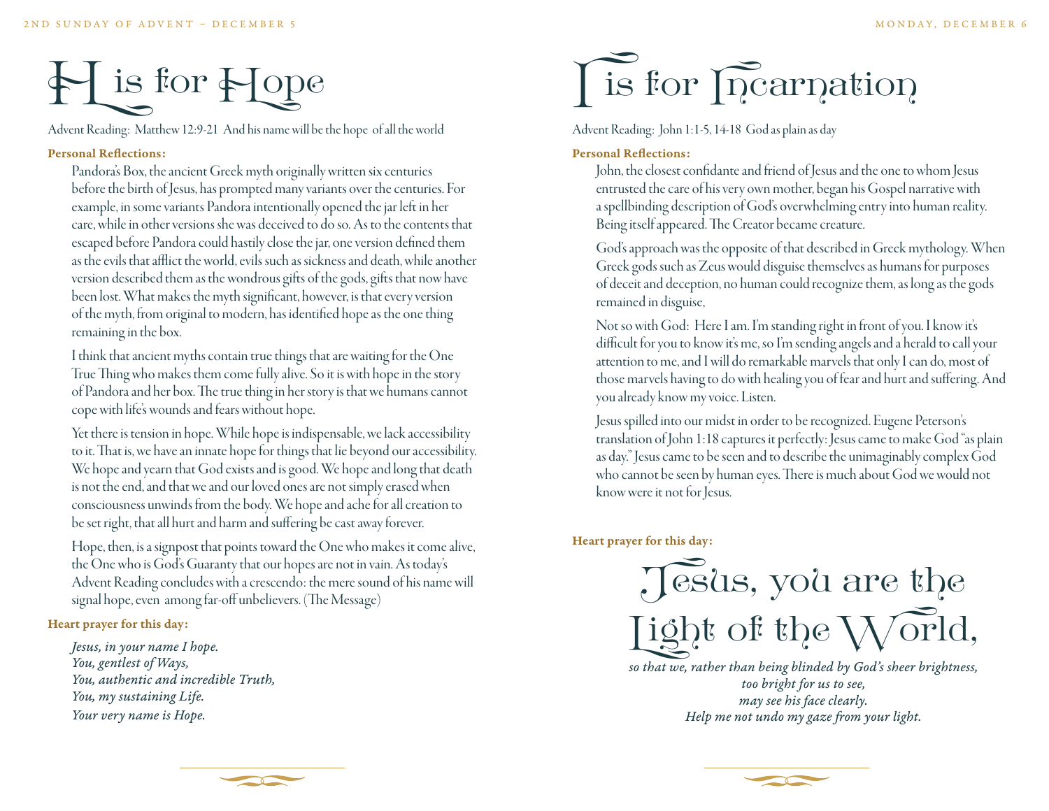# H is for Hope

Advent Reading: Matthew 12:9-21 And his name will be the hope of all the world

**Personal Reflections:**

Pandora's Box, the ancient Greek myth originally written six centuries before the birth of Jesus, has prompted many variants over the centuries. For example, in some variants Pandora intentionally opened the jar left in her care, while in other versions she was deceived to do so. As to the contents that escaped before Pandora could hastily close the jar, one version defined them as the evils that afflict the world, evils such as sickness and death, while another version described them as the wondrous gifts of the gods, gifts that now have been lost. What makes the myth significant, however, is that every version of the myth, from original to modern, has identified hope as the one thing remaining in the box.

I think that ancient myths contain true things that are waiting for the One True Thing who makes them come fully alive. So it is with hope in the story of Pandora and her box. The true thing in her story is that we humans cannot cope with life's wounds and fears without hope.

Yet there is tension in hope. While hope is indispensable, we lack accessibility to it. That is, we have an innate hope for things that lie beyond our accessibility. We hope and yearn that God exists and is good. We hope and long that death is not the end, and that we and our loved ones are not simply erased when consciousness unwinds from the body. We hope and ache for all creation to be set right, that all hurt and harm and suffering be cast away forever.

Hope, then, is a signpost that points toward the One who makes it come alive, the One who is God's Guaranty that our hopes are not in vain. As today's Advent Reading concludes with a crescendo: the mere sound of his name will signal hope, even among far-off unbelievers. (The Message)

**Heart prayer for this day:**

*Jesus, in your name I hope.*
*You, gentlest of Ways,*
*You, authentic and incredible Truth,*
*You, my sustaining Life.*
*Your very name is Hope.*

# I is for Incarnation

Advent Reading: John 1:1-5, 14-18 God as plain as day

**Personal Reflections:**

John, the closest confidante and friend of Jesus and the one to whom Jesus entrusted the care of his very own mother, began his Gospel narrative with a spellbinding description of God's overwhelming entry into human reality. Being itself appeared. The Creator became creature.

God's approach was the opposite of that described in Greek mythology. When Greek gods such as Zeus would disguise themselves as humans for purposes of deceit and deception, no human could recognize them, as long as the gods remained in disguise,

Not so with God: Here I am. I'm standing right in front of you. I know it's difficult for you to know it's me, so I'm sending angels and a herald to call your attention to me, and I will do remarkable marvels that only I can do, most of those marvels having to do with healing you of fear and hurt and suffering. And you already know my voice. Listen.

Jesus spilled into our midst in order to be recognized. Eugene Peterson's translation of John 1:18 captures it perfectly: Jesus came to make God "as plain as day." Jesus came to be seen and to describe the unimaginably complex God who cannot be seen by human eyes. There is much about God we would not know were it not for Jesus.

**Heart prayer for this day:**

Jesus, you are the Light of the World,

*so that we, rather than being blinded by God's sheer brightness,*
*too bright for us to see,*
*may see his face clearly.*
*Help me not undo my gaze from your light.*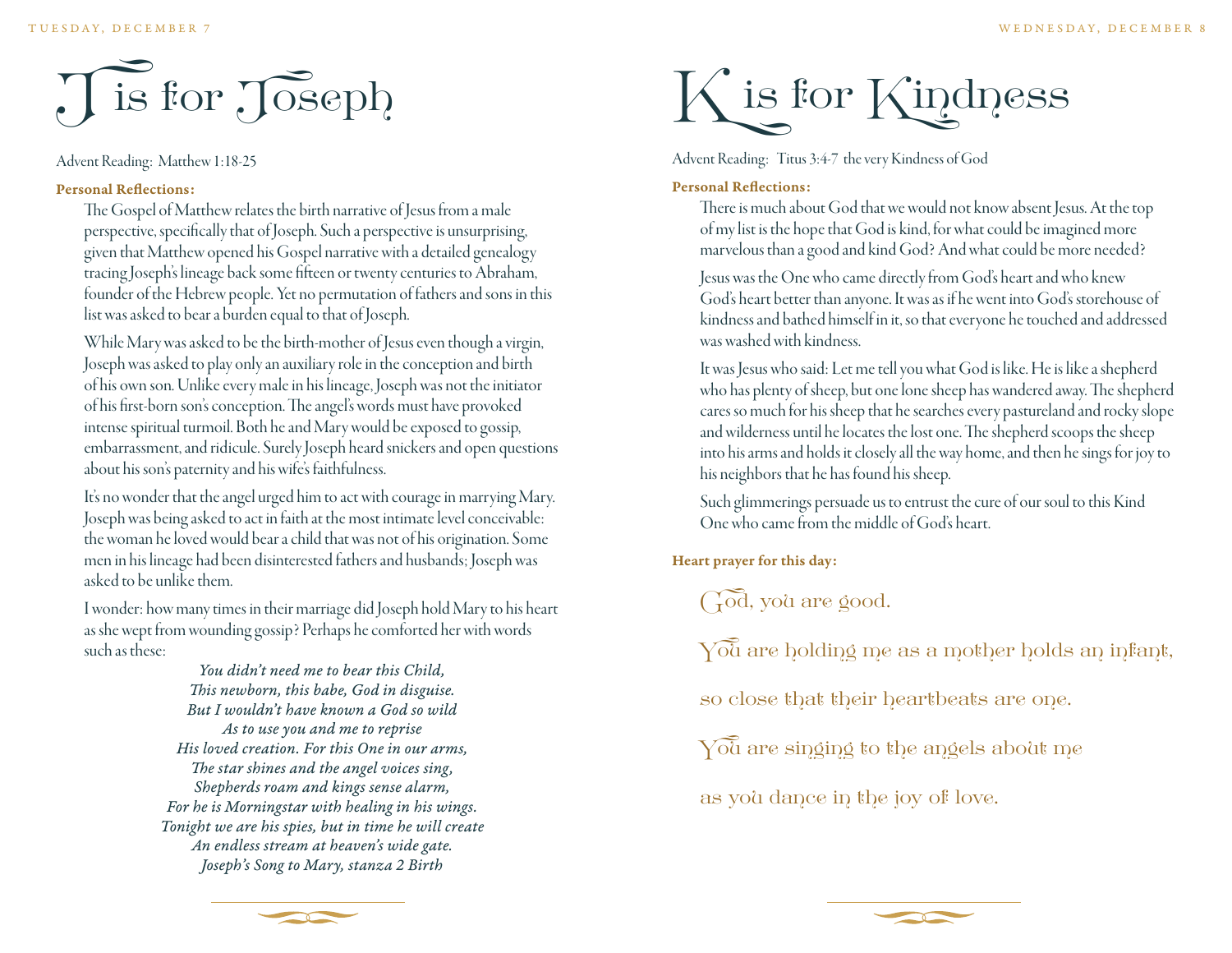TUESDAY, DECEMBER 7

# J is for Joseph

Advent Reading: Matthew 1:18-25

**Personal Reflections:**

The Gospel of Matthew relates the birth narrative of Jesus from a male perspective, specifically that of Joseph. Such a perspective is unsurprising, given that Matthew opened his Gospel narrative with a detailed genealogy tracing Joseph's lineage back some fifteen or twenty centuries to Abraham, founder of the Hebrew people. Yet no permutation of fathers and sons in this list was asked to bear a burden equal to that of Joseph.

While Mary was asked to be the birth-mother of Jesus even though a virgin, Joseph was asked to play only an auxiliary role in the conception and birth of his own son. Unlike every male in his lineage, Joseph was not the initiator of his first-born son's conception. The angel's words must have provoked intense spiritual turmoil. Both he and Mary would be exposed to gossip, embarrassment, and ridicule. Surely Joseph heard snickers and open questions about his son's paternity and his wife's faithfulness.

It's no wonder that the angel urged him to act with courage in marrying Mary. Joseph was being asked to act in faith at the most intimate level conceivable: the woman he loved would bear a child that was not of his origination. Some men in his lineage had been disinterested fathers and husbands; Joseph was asked to be unlike them.

I wonder: how many times in their marriage did Joseph hold Mary to his heart as she wept from wounding gossip? Perhaps he comforted her with words such as these:

*You didn't need me to bear this Child,*
*This newborn, this babe, God in disguise.*
*But I wouldn't have known a God so wild*
*As to use you and me to reprise*
*His loved creation. For this One in our arms,*
*The star shines and the angel voices sing,*
*Shepherds roam and kings sense alarm,*
*For he is Morningstar with healing in his wings.*
*Tonight we are his spies, but in time he will create*
*An endless stream at heaven's wide gate.*
*Joseph's Song to Mary, stanza 2 Birth*

WEDNESDAY, DECEMBER 8

# K is for Kindness

Advent Reading: Titus 3:4-7 the very Kindness of God

**Personal Reflections:**

There is much about God that we would not know absent Jesus. At the top of my list is the hope that God is kind, for what could be imagined more marvelous than a good and kind God? And what could be more needed?

Jesus was the One who came directly from God's heart and who knew God's heart better than anyone. It was as if he went into God's storehouse of kindness and bathed himself in it, so that everyone he touched and addressed was washed with kindness.

It was Jesus who said: Let me tell you what God is like. He is like a shepherd who has plenty of sheep, but one lone sheep has wandered away. The shepherd cares so much for his sheep that he searches every pastureland and rocky slope and wilderness until he locates the lost one. The shepherd scoops the sheep into his arms and holds it closely all the way home, and then he sings for joy to his neighbors that he has found his sheep.

Such glimmerings persuade us to entrust the cure of our soul to this Kind One who came from the middle of God's heart.

**Heart prayer for this day:**

God, you are good.

You are holding me as a mother holds an infant,

so close that their heartbeats are one.

You are singing to the angels about me

as you dance in the joy of love.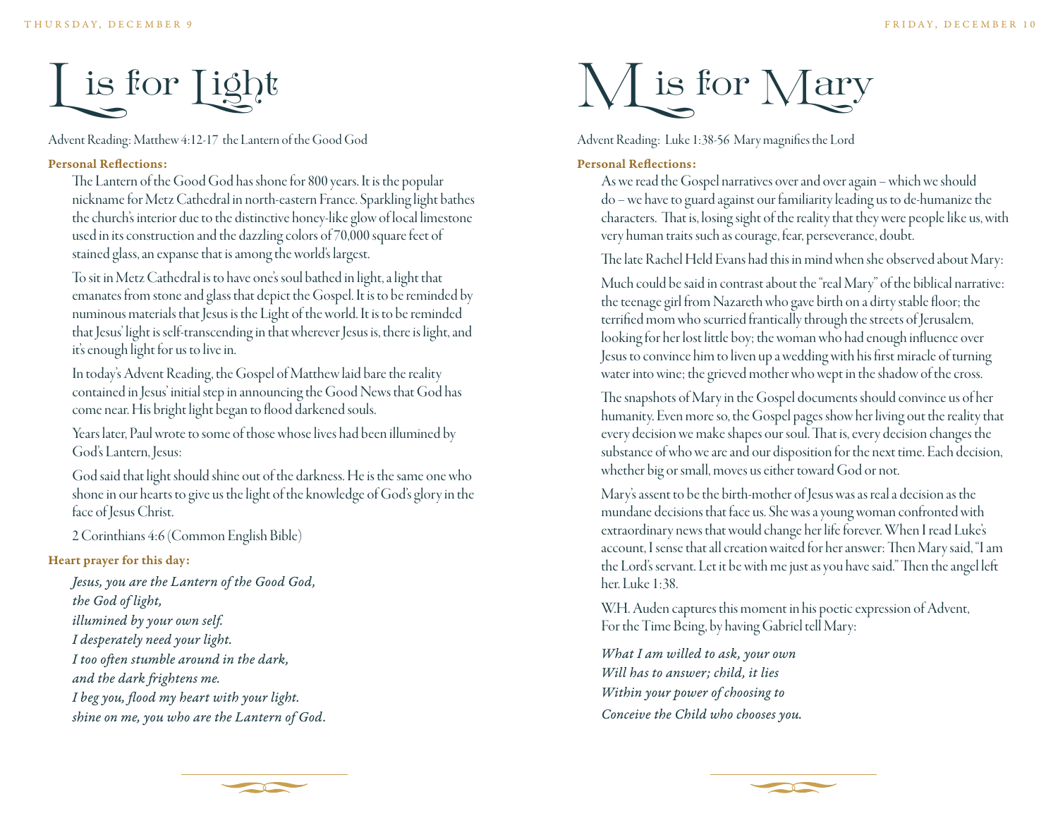# L is for Light

Advent Reading: Matthew 4:12-17 the Lantern of the Good God

**Personal Reflections:**

The Lantern of the Good God has shone for 800 years. It is the popular nickname for Metz Cathedral in north-eastern France. Sparkling light bathes the church's interior due to the distinctive honey-like glow of local limestone used in its construction and the dazzling colors of 70,000 square feet of stained glass, an expanse that is among the world's largest.

To sit in Metz Cathedral is to have one's soul bathed in light, a light that emanates from stone and glass that depict the Gospel. It is to be reminded by numinous materials that Jesus is the Light of the world. It is to be reminded that Jesus' light is self-transcending in that wherever Jesus is, there is light, and it's enough light for us to live in.

In today's Advent Reading, the Gospel of Matthew laid bare the reality contained in Jesus' initial step in announcing the Good News that God has come near. His bright light began to flood darkened souls.

Years later, Paul wrote to some of those whose lives had been illumined by God's Lantern, Jesus:

God said that light should shine out of the darkness. He is the same one who shone in our hearts to give us the light of the knowledge of God's glory in the face of Jesus Christ.

2 Corinthians 4:6 (Common English Bible)

**Heart prayer for this day:**

*Jesus, you are the Lantern of the Good God,*
*the God of light,*
*illumined by your own self.*
*I desperately need your light.*
*I too often stumble around in the dark,*
*and the dark frightens me.*
*I beg you, flood my heart with your light.*
*shine on me, you who are the Lantern of God.*

# M is for Mary

Advent Reading: Luke 1:38-56 Mary magnifies the Lord

**Personal Reflections:**

As we read the Gospel narratives over and over again – which we should do – we have to guard against our familiarity leading us to de-humanize the characters. That is, losing sight of the reality that they were people like us, with very human traits such as courage, fear, perseverance, doubt.

The late Rachel Held Evans had this in mind when she observed about Mary:

Much could be said in contrast about the "real Mary" of the biblical narrative: the teenage girl from Nazareth who gave birth on a dirty stable floor; the terrified mom who scurried frantically through the streets of Jerusalem, looking for her lost little boy; the woman who had enough influence over Jesus to convince him to liven up a wedding with his first miracle of turning water into wine; the grieved mother who wept in the shadow of the cross.

The snapshots of Mary in the Gospel documents should convince us of her humanity. Even more so, the Gospel pages show her living out the reality that every decision we make shapes our soul. That is, every decision changes the substance of who we are and our disposition for the next time. Each decision, whether big or small, moves us either toward God or not.

Mary's assent to be the birth-mother of Jesus was as real a decision as the mundane decisions that face us. She was a young woman confronted with extraordinary news that would change her life forever. When I read Luke's account, I sense that all creation waited for her answer: Then Mary said, "I am the Lord's servant. Let it be with me just as you have said." Then the angel left her. Luke 1:38.

W.H. Auden captures this moment in his poetic expression of Advent, For the Time Being, by having Gabriel tell Mary:

*What I am willed to ask, your own*
*Will has to answer; child, it lies*
*Within your power of choosing to*
*Conceive the Child who chooses you.*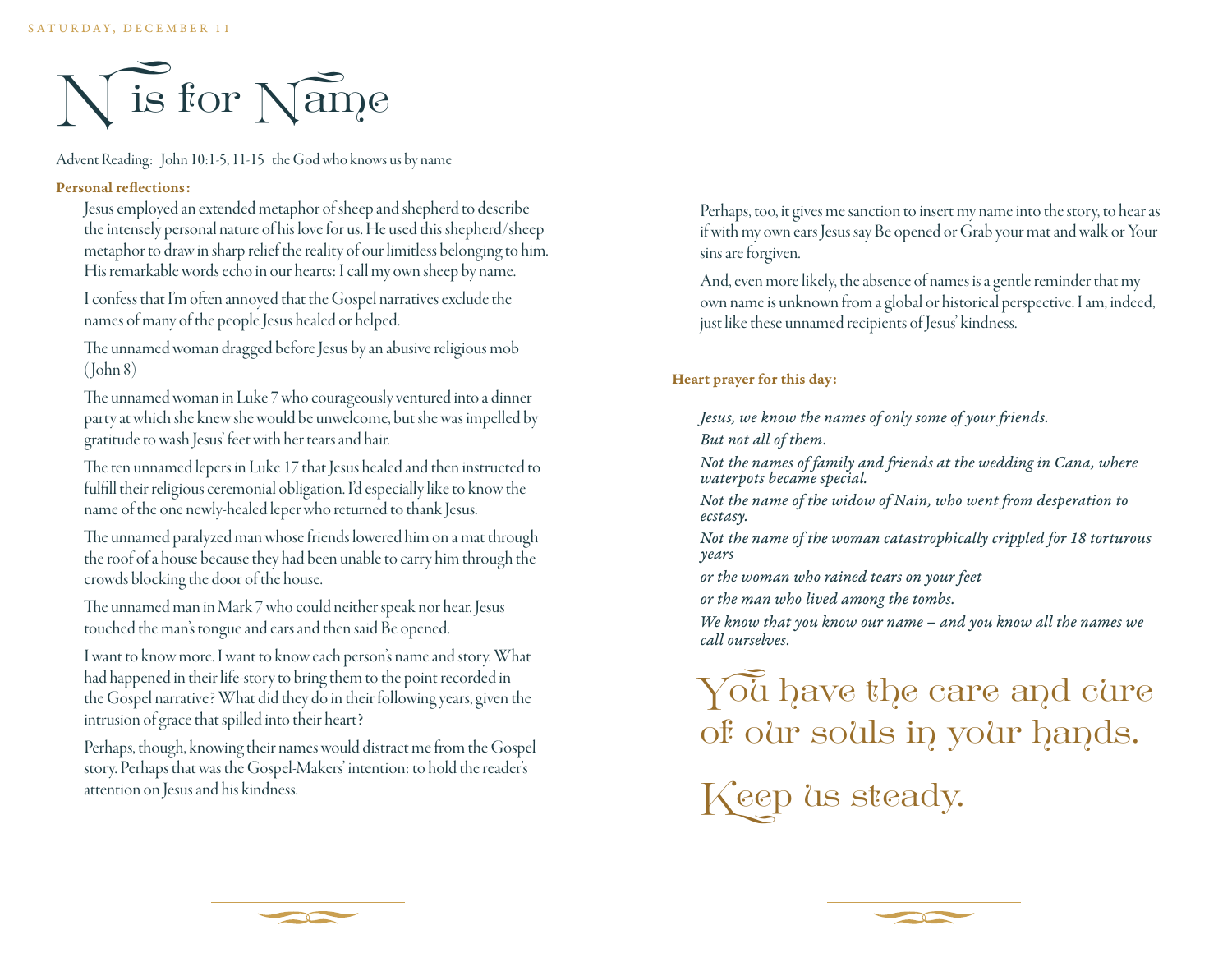SATURDAY, DECEMBER 11

# N is for Name

Advent Reading: John 10:1-5, 11-15 the God who knows us by name

**Personal reflections:**

Jesus employed an extended metaphor of sheep and shepherd to describe the intensely personal nature of his love for us. He used this shepherd/sheep metaphor to draw in sharp relief the reality of our limitless belonging to him. His remarkable words echo in our hearts: I call my own sheep by name.

I confess that I'm often annoyed that the Gospel narratives exclude the names of many of the people Jesus healed or helped.

The unnamed woman dragged before Jesus by an abusive religious mob (John 8)

The unnamed woman in Luke 7 who courageously ventured into a dinner party at which she knew she would be unwelcome, but she was impelled by gratitude to wash Jesus' feet with her tears and hair.

The ten unnamed lepers in Luke 17 that Jesus healed and then instructed to fulfill their religious ceremonial obligation. I'd especially like to know the name of the one newly-healed leper who returned to thank Jesus.

The unnamed paralyzed man whose friends lowered him on a mat through the roof of a house because they had been unable to carry him through the crowds blocking the door of the house.

The unnamed man in Mark 7 who could neither speak nor hear. Jesus touched the man's tongue and ears and then said Be opened.

I want to know more. I want to know each person's name and story. What had happened in their life-story to bring them to the point recorded in the Gospel narrative? What did they do in their following years, given the intrusion of grace that spilled into their heart?

Perhaps, though, knowing their names would distract me from the Gospel story. Perhaps that was the Gospel-Makers' intention: to hold the reader's attention on Jesus and his kindness.

Perhaps, too, it gives me sanction to insert my name into the story, to hear as if with my own ears Jesus say Be opened or Grab your mat and walk or Your sins are forgiven.

And, even more likely, the absence of names is a gentle reminder that my own name is unknown from a global or historical perspective. I am, indeed, just like these unnamed recipients of Jesus' kindness.

**Heart prayer for this day:**

*Jesus, we know the names of only some of your friends.*

*But not all of them.*

*Not the names of family and friends at the wedding in Cana, where waterpots became special.*

*Not the name of the widow of Nain, who went from desperation to ecstasy.*

*Not the name of the woman catastrophically crippled for 18 torturous years*

*or the woman who rained tears on your feet*

*or the man who lived among the tombs.*

*We know that you know our name – and you know all the names we call ourselves.*

You have the care and cure of our souls in your hands.

Keep us steady.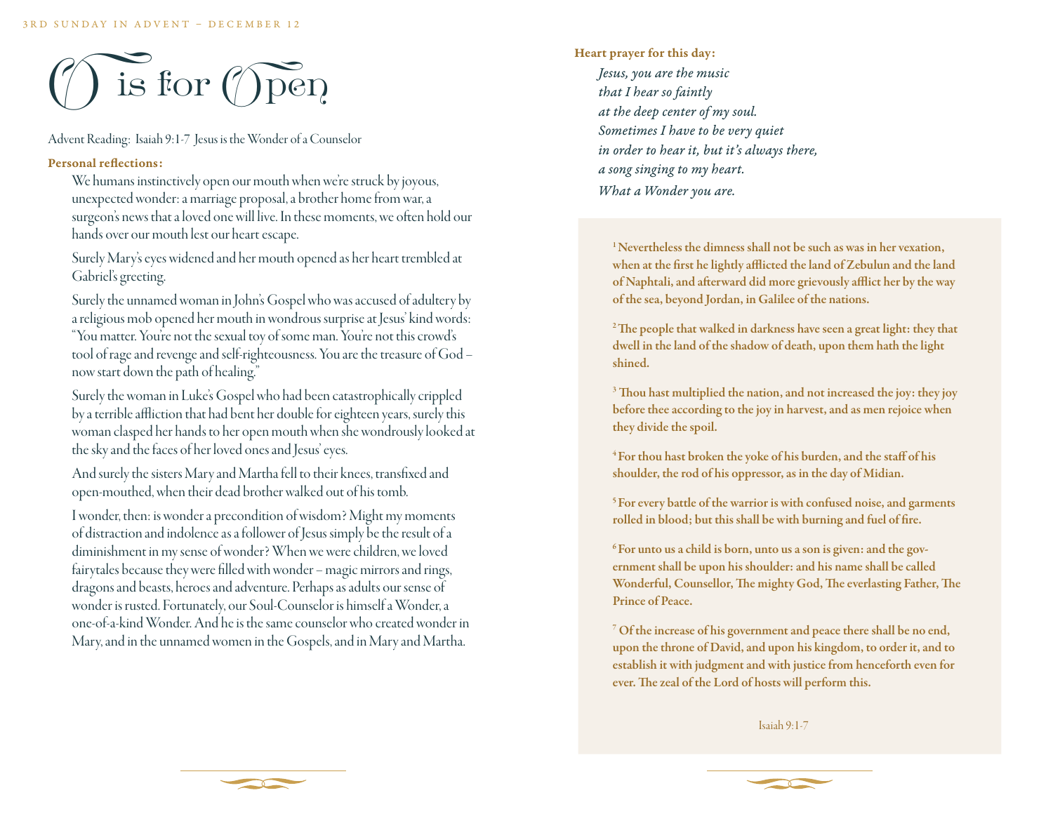# O is for Open

Advent Reading: Isaiah 9:1-7 Jesus is the Wonder of a Counselor

**Personal reflections:**

We humans instinctively open our mouth when we're struck by joyous, unexpected wonder: a marriage proposal, a brother home from war, a surgeon's news that a loved one will live. In these moments, we often hold our hands over our mouth lest our heart escape.

Surely Mary's eyes widened and her mouth opened as her heart trembled at Gabriel's greeting.

Surely the unnamed woman in John's Gospel who was accused of adultery by a religious mob opened her mouth in wondrous surprise at Jesus' kind words: "You matter. You're not the sexual toy of some man. You're not this crowd's tool of rage and revenge and self-righteousness. You are the treasure of God – now start down the path of healing."

Surely the woman in Luke's Gospel who had been catastrophically crippled by a terrible affliction that had bent her double for eighteen years, surely this woman clasped her hands to her open mouth when she wondrously looked at the sky and the faces of her loved ones and Jesus' eyes.

And surely the sisters Mary and Martha fell to their knees, transfixed and open-mouthed, when their dead brother walked out of his tomb.

I wonder, then: is wonder a precondition of wisdom? Might my moments of distraction and indolence as a follower of Jesus simply be the result of a diminishment in my sense of wonder? When we were children, we loved fairytales because they were filled with wonder – magic mirrors and rings, dragons and beasts, heroes and adventure. Perhaps as adults our sense of wonder is rusted. Fortunately, our Soul-Counselor is himself a Wonder, a one-of-a-kind Wonder. And he is the same counselor who created wonder in Mary, and in the unnamed women in the Gospels, and in Mary and Martha.

**Heart prayer for this day:**

*Jesus, you are the music*
*that I hear so faintly*
*at the deep center of my soul.*
*Sometimes I have to be very quiet*
*in order to hear it, but it's always there,*
*a song singing to my heart.*
*What a Wonder you are.*

**[1] Nevertheless the dimness shall not be such as was in her vexation, when at the first he lightly afflicted the land of Zebulun and the land of Naphtali, and afterward did more grievously afflict her by the way of the sea, beyond Jordan, in Galilee of the nations.**

**[2] The people that walked in darkness have seen a great light: they that dwell in the land of the shadow of death, upon them hath the light shined.**

**[3] Thou hast multiplied the nation, and not increased the joy: they joy before thee according to the joy in harvest, and as men rejoice when they divide the spoil.**

**[4] For thou hast broken the yoke of his burden, and the staff of his shoulder, the rod of his oppressor, as in the day of Midian.**

**[5] For every battle of the warrior is with confused noise, and garments rolled in blood; but this shall be with burning and fuel of fire.**

**[6] For unto us a child is born, unto us a son is given: and the government shall be upon his shoulder: and his name shall be called Wonderful, Counsellor, The mighty God, The everlasting Father, The Prince of Peace.**

**[7] Of the increase of his government and peace there shall be no end, upon the throne of David, and upon his kingdom, to order it, and to establish it with judgment and with justice from henceforth even for ever. The zeal of the Lord of hosts will perform this.**

Isaiah 9:1-7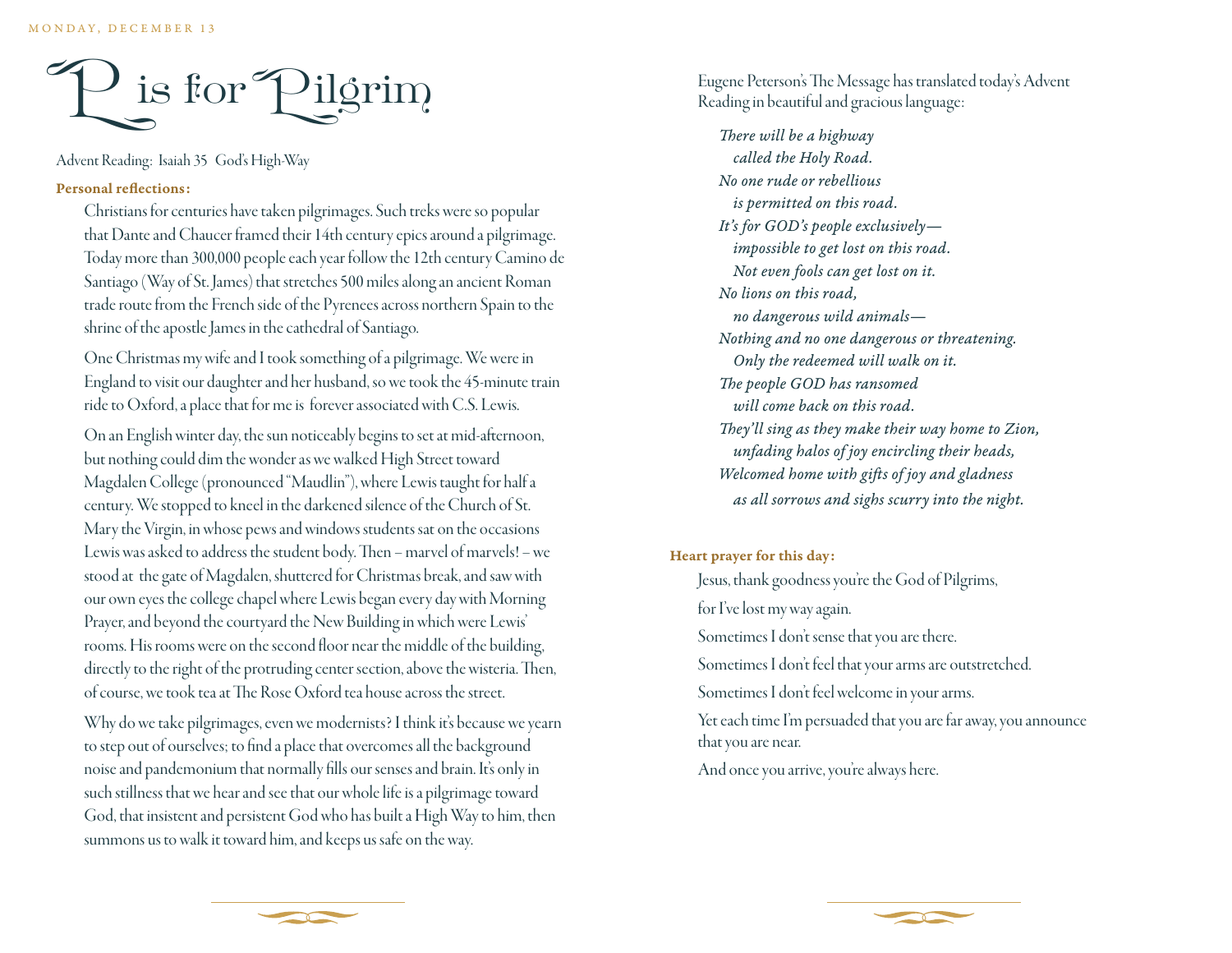MONDAY, DECEMBER 13

# P is for Pilgrim

Advent Reading: Isaiah 35 God's High-Way

**Personal reflections:**

Christians for centuries have taken pilgrimages. Such treks were so popular that Dante and Chaucer framed their 14th century epics around a pilgrimage. Today more than 300,000 people each year follow the 12th century Camino de Santiago (Way of St. James) that stretches 500 miles along an ancient Roman trade route from the French side of the Pyrenees across northern Spain to the shrine of the apostle James in the cathedral of Santiago.

One Christmas my wife and I took something of a pilgrimage. We were in England to visit our daughter and her husband, so we took the 45-minute train ride to Oxford, a place that for me is forever associated with C.S. Lewis.

On an English winter day, the sun noticeably begins to set at mid-afternoon, but nothing could dim the wonder as we walked High Street toward Magdalen College (pronounced "Maudlin"), where Lewis taught for half a century. We stopped to kneel in the darkened silence of the Church of St. Mary the Virgin, in whose pews and windows students sat on the occasions Lewis was asked to address the student body. Then – marvel of marvels! – we stood at the gate of Magdalen, shuttered for Christmas break, and saw with our own eyes the college chapel where Lewis began every day with Morning Prayer, and beyond the courtyard the New Building in which were Lewis' rooms. His rooms were on the second floor near the middle of the building, directly to the right of the protruding center section, above the wisteria. Then, of course, we took tea at The Rose Oxford tea house across the street.

Why do we take pilgrimages, even we modernists? I think it's because we yearn to step out of ourselves; to find a place that overcomes all the background noise and pandemonium that normally fills our senses and brain. It's only in such stillness that we hear and see that our whole life is a pilgrimage toward God, that insistent and persistent God who has built a High Way to him, then summons us to walk it toward him, and keeps us safe on the way.

Eugene Peterson's The Message has translated today's Advent Reading in beautiful and gracious language:

*There will be a highway*
*called the Holy Road.*
*No one rude or rebellious*
*is permitted on this road.*
*It's for GOD's people exclusively—*
*impossible to get lost on this road.*
*Not even fools can get lost on it.*
*No lions on this road,*
*no dangerous wild animals—*
*Nothing and no one dangerous or threatening.*
*Only the redeemed will walk on it.*
*The people GOD has ransomed*
*will come back on this road.*
*They'll sing as they make their way home to Zion,*
*unfading halos of joy encircling their heads,*
*Welcomed home with gifts of joy and gladness*
*as all sorrows and sighs scurry into the night.*

**Heart prayer for this day:**

Jesus, thank goodness you're the God of Pilgrims,

for I've lost my way again.

Sometimes I don't sense that you are there.

Sometimes I don't feel that your arms are outstretched.

Sometimes I don't feel welcome in your arms.

Yet each time I'm persuaded that you are far away, you announce that you are near.

And once you arrive, you're always here.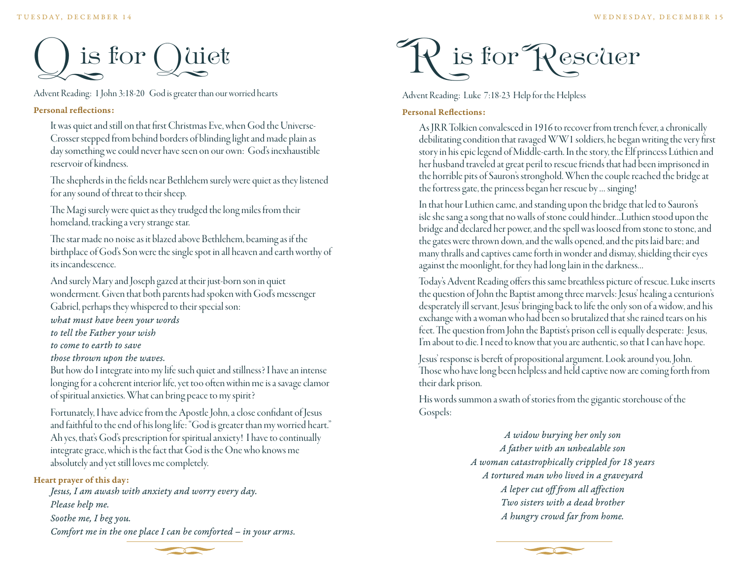TUESDAY, DECEMBER 14

# Q is for Quiet

Advent Reading: 1 John 3:18-20 God is greater than our worried hearts

**Personal reflections:**

It was quiet and still on that first Christmas Eve, when God the Universe-Crosser stepped from behind borders of blinding light and made plain as day something we could never have seen on our own: God's inexhaustible reservoir of kindness.

The shepherds in the fields near Bethlehem surely were quiet as they listened for any sound of threat to their sheep.

The Magi surely were quiet as they trudged the long miles from their homeland, tracking a very strange star.

The star made no noise as it blazed above Bethlehem, beaming as if the birthplace of God's Son were the single spot in all heaven and earth worthy of its incandescence.

And surely Mary and Joseph gazed at their just-born son in quiet wonderment. Given that both parents had spoken with God's messenger Gabriel, perhaps they whispered to their special son:

*what must have been your words*
*to tell the Father your wish*
*to come to earth to save*
*those thrown upon the waves.*

But how do I integrate into my life such quiet and stillness? I have an intense longing for a coherent interior life, yet too often within me is a savage clamor of spiritual anxieties. What can bring peace to my spirit?

Fortunately, I have advice from the Apostle John, a close confidant of Jesus and faithful to the end of his long life: "God is greater than my worried heart." Ah yes, that's God's prescription for spiritual anxiety! I have to continually integrate grace, which is the fact that God is the One who knows me absolutely and yet still loves me completely.

**Heart prayer of this day:**

*Jesus, I am awash with anxiety and worry every day.*
*Please help me.*
*Soothe me, I beg you.*
*Comfort me in the one place I can be comforted – in your arms.*

WEDNESDAY, DECEMBER 15

# R is for Rescuer

Advent Reading: Luke 7:18-23 Help for the Helpless

**Personal Reflections:**

As JRR Tolkien convalesced in 1916 to recover from trench fever, a chronically debilitating condition that ravaged WW1 soldiers, he began writing the very first story in his epic legend of Middle-earth. In the story, the Elf princess Lúthien and her husband traveled at great peril to rescue friends that had been imprisoned in the horrible pits of Sauron's stronghold. When the couple reached the bridge at the fortress gate, the princess began her rescue by … singing!

In that hour Luthien came, and standing upon the bridge that led to Sauron's isle she sang a song that no walls of stone could hinder…Luthien stood upon the bridge and declared her power, and the spell was loosed from stone to stone, and the gates were thrown down, and the walls opened, and the pits laid bare; and many thralls and captives came forth in wonder and dismay, shielding their eyes against the moonlight, for they had long lain in the darkness…

Today's Advent Reading offers this same breathless picture of rescue. Luke inserts the question of John the Baptist among three marvels: Jesus' healing a centurion's desperately ill servant, Jesus' bringing back to life the only son of a widow, and his exchange with a woman who had been so brutalized that she rained tears on his feet. The question from John the Baptist's prison cell is equally desperate: Jesus, I'm about to die. I need to know that you are authentic, so that I can have hope.

Jesus' response is bereft of propositional argument. Look around you, John. Those who have long been helpless and held captive now are coming forth from their dark prison.

His words summon a swath of stories from the gigantic storehouse of the Gospels:

*A widow burying her only son*
*A father with an unhealable son*
*A woman catastrophically crippled for 18 years*
*A tortured man who lived in a graveyard*
*A leper cut off from all affection*
*Two sisters with a dead brother*
*A hungry crowd far from home.*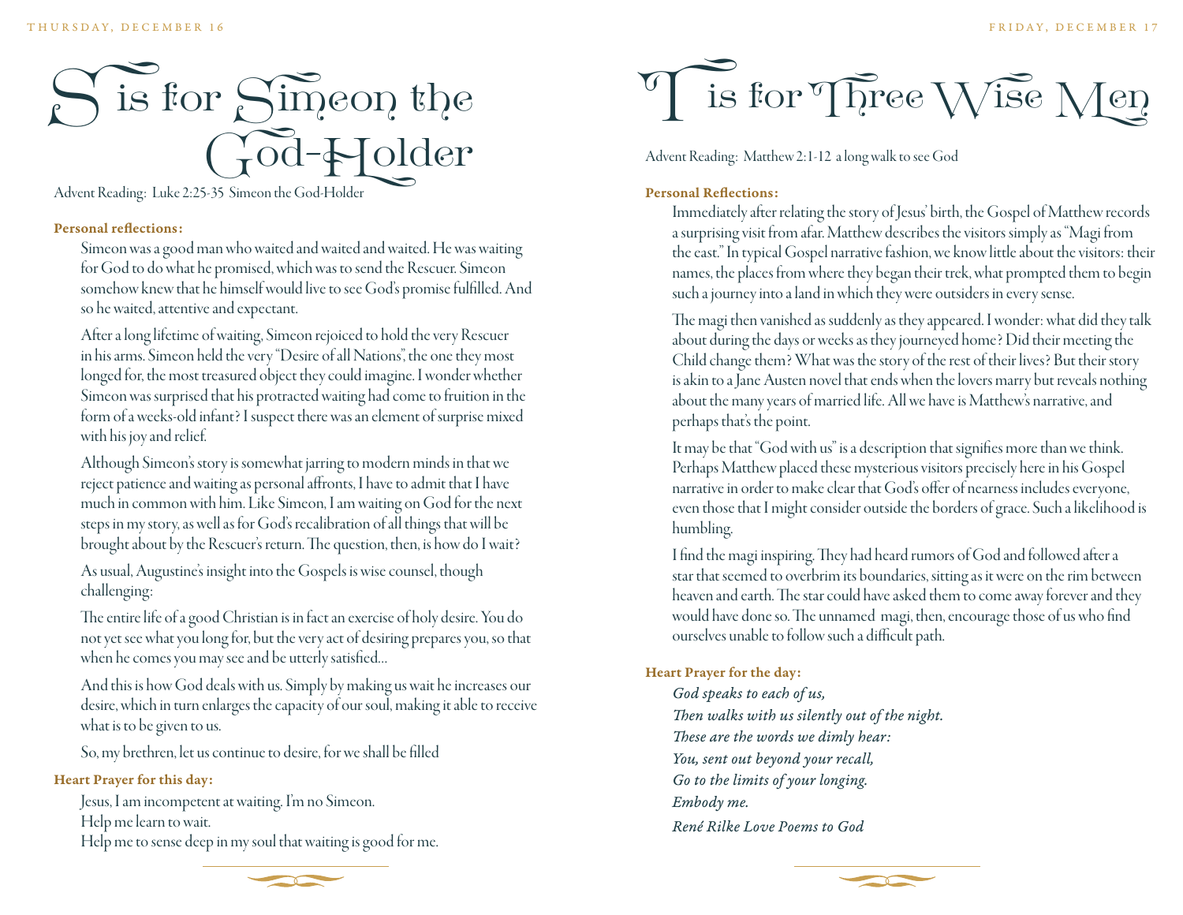# S is for Simeon the God-Holder

Advent Reading: Luke 2:25-35 Simeon the God-Holder

**Personal reflections:**

Simeon was a good man who waited and waited and waited. He was waiting for God to do what he promised, which was to send the Rescuer. Simeon somehow knew that he himself would live to see God's promise fulfilled. And so he waited, attentive and expectant.

After a long lifetime of waiting, Simeon rejoiced to hold the very Rescuer in his arms. Simeon held the very "Desire of all Nations", the one they most longed for, the most treasured object they could imagine. I wonder whether Simeon was surprised that his protracted waiting had come to fruition in the form of a weeks-old infant? I suspect there was an element of surprise mixed with his joy and relief.

Although Simeon's story is somewhat jarring to modern minds in that we reject patience and waiting as personal affronts, I have to admit that I have much in common with him. Like Simeon, I am waiting on God for the next steps in my story, as well as for God's recalibration of all things that will be brought about by the Rescuer's return. The question, then, is how do I wait?

As usual, Augustine's insight into the Gospels is wise counsel, though challenging:

The entire life of a good Christian is in fact an exercise of holy desire. You do not yet see what you long for, but the very act of desiring prepares you, so that when he comes you may see and be utterly satisfied...

And this is how God deals with us. Simply by making us wait he increases our desire, which in turn enlarges the capacity of our soul, making it able to receive what is to be given to us.

So, my brethren, let us continue to desire, for we shall be filled

**Heart Prayer for this day:**

Jesus, I am incompetent at waiting. I'm no Simeon.
Help me learn to wait.
Help me to sense deep in my soul that waiting is good for me.

# T is for Three Wise Men

Advent Reading: Matthew 2:1-12 a long walk to see God

**Personal Reflections:**

Immediately after relating the story of Jesus' birth, the Gospel of Matthew records a surprising visit from afar. Matthew describes the visitors simply as "Magi from the east." In typical Gospel narrative fashion, we know little about the visitors: their names, the places from where they began their trek, what prompted them to begin such a journey into a land in which they were outsiders in every sense.

The magi then vanished as suddenly as they appeared. I wonder: what did they talk about during the days or weeks as they journeyed home? Did their meeting the Child change them? What was the story of the rest of their lives? But their story is akin to a Jane Austen novel that ends when the lovers marry but reveals nothing about the many years of married life. All we have is Matthew's narrative, and perhaps that's the point.

It may be that "God with us" is a description that signifies more than we think. Perhaps Matthew placed these mysterious visitors precisely here in his Gospel narrative in order to make clear that God's offer of nearness includes everyone, even those that I might consider outside the borders of grace. Such a likelihood is humbling.

I find the magi inspiring. They had heard rumors of God and followed after a star that seemed to overbrim its boundaries, sitting as it were on the rim between heaven and earth. The star could have asked them to come away forever and they would have done so. The unnamed magi, then, encourage those of us who find ourselves unable to follow such a difficult path.

**Heart Prayer for the day:**

*God speaks to each of us,*
*Then walks with us silently out of the night.*
*These are the words we dimly hear:*
*You, sent out beyond your recall,*
*Go to the limits of your longing.*
*Embody me.*
*René Rilke Love Poems to God*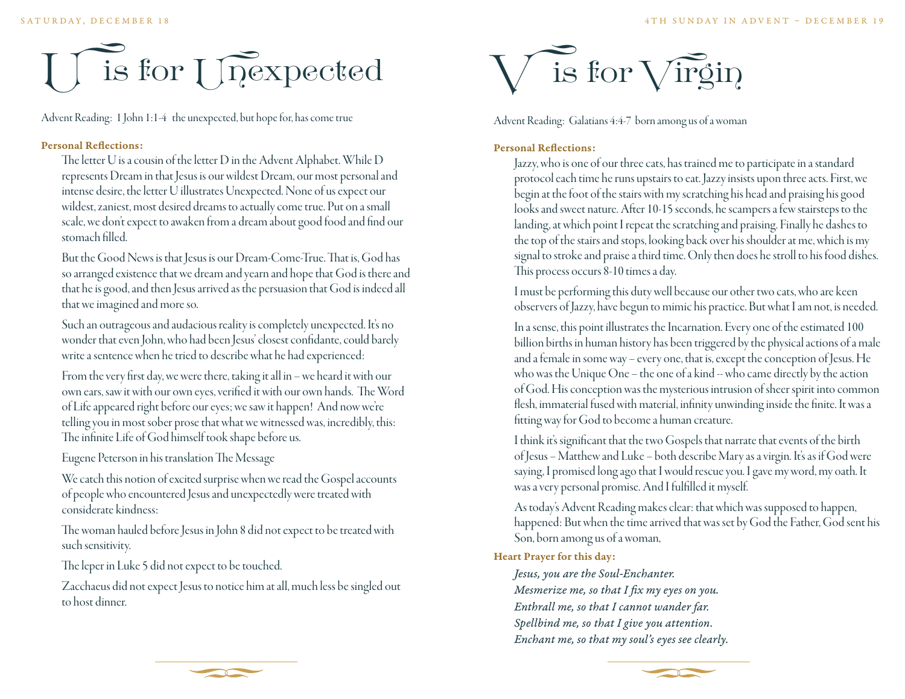# U is for Unexpected

Advent Reading: 1 John 1:1-4 the unexpected, but hope for, has come true

**Personal Reflections:**

The letter U is a cousin of the letter D in the Advent Alphabet. While D represents Dream in that Jesus is our wildest Dream, our most personal and intense desire, the letter U illustrates Unexpected. None of us expect our wildest, zaniest, most desired dreams to actually come true. Put on a small scale, we don't expect to awaken from a dream about good food and find our stomach filled.

But the Good News is that Jesus is our Dream-Come-True. That is, God has so arranged existence that we dream and yearn and hope that God is there and that he is good, and then Jesus arrived as the persuasion that God is indeed all that we imagined and more so.

Such an outrageous and audacious reality is completely unexpected. It's no wonder that even John, who had been Jesus' closest confidante, could barely write a sentence when he tried to describe what he had experienced:

From the very first day, we were there, taking it all in – we heard it with our own ears, saw it with our own eyes, verified it with our own hands. The Word of Life appeared right before our eyes; we saw it happen! And now we're telling you in most sober prose that what we witnessed was, incredibly, this: The infinite Life of God himself took shape before us.

Eugene Peterson in his translation The Message

We catch this notion of excited surprise when we read the Gospel accounts of people who encountered Jesus and unexpectedly were treated with considerate kindness:

The woman hauled before Jesus in John 8 did not expect to be treated with such sensitivity.

The leper in Luke 5 did not expect to be touched.

Zacchaeus did not expect Jesus to notice him at all, much less be singled out to host dinner.

# V is for Virgin

Advent Reading: Galatians 4:4-7 born among us of a woman

**Personal Reflections:**

Jazzy, who is one of our three cats, has trained me to participate in a standard protocol each time he runs upstairs to eat. Jazzy insists upon three acts. First, we begin at the foot of the stairs with my scratching his head and praising his good looks and sweet nature. After 10-15 seconds, he scampers a few stairsteps to the landing, at which point I repeat the scratching and praising. Finally he dashes to the top of the stairs and stops, looking back over his shoulder at me, which is my signal to stroke and praise a third time. Only then does he stroll to his food dishes. This process occurs 8-10 times a day.

I must be performing this duty well because our other two cats, who are keen observers of Jazzy, have begun to mimic his practice. But what I am not, is needed.

In a sense, this point illustrates the Incarnation. Every one of the estimated 100 billion births in human history has been triggered by the physical actions of a male and a female in some way – every one, that is, except the conception of Jesus. He who was the Unique One – the one of a kind -- who came directly by the action of God. His conception was the mysterious intrusion of sheer spirit into common flesh, immaterial fused with material, infinity unwinding inside the finite. It was a fitting way for God to become a human creature.

I think it's significant that the two Gospels that narrate that events of the birth of Jesus – Matthew and Luke – both describe Mary as a virgin. It's as if God were saying, I promised long ago that I would rescue you. I gave my word, my oath. It was a very personal promise. And I fulfilled it myself.

As today's Advent Reading makes clear: that which was supposed to happen, happened: But when the time arrived that was set by God the Father, God sent his Son, born among us of a woman,

**Heart Prayer for this day:**

*Jesus, you are the Soul-Enchanter.*
*Mesmerize me, so that I fix my eyes on you.*
*Enthrall me, so that I cannot wander far.*
*Spellbind me, so that I give you attention.*
*Enchant me, so that my soul's eyes see clearly.*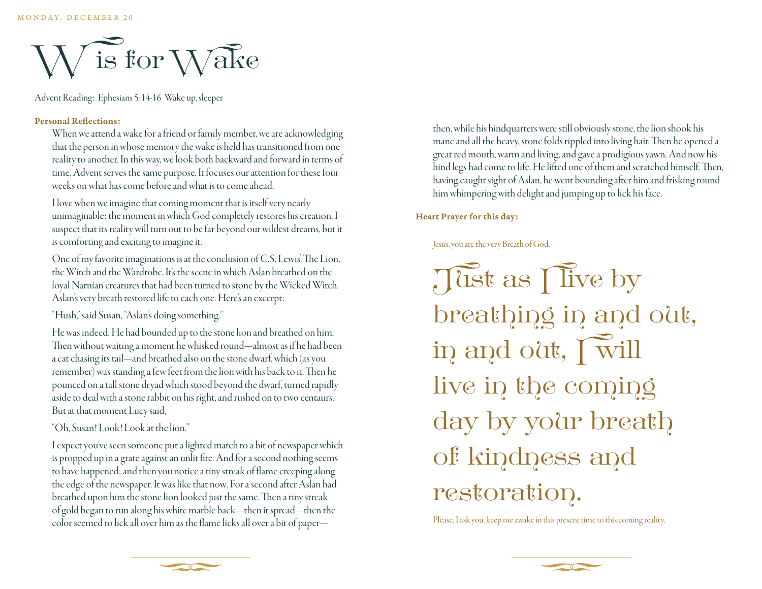MONDAY, DECEMBER 20

# W is for Wake

Advent Reading: Ephesians 5:14-16 Wake up, sleeper

**Personal Reflections:**

When we attend a wake for a friend or family member, we are acknowledging that the person in whose memory the wake is held has transitioned from one reality to another. In this way, we look both backward and forward in terms of time. Advent serves the same purpose. It focuses our attention for these four weeks on what has come before and what is to come ahead.

I love when we imagine that coming moment that is itself very nearly unimaginable: the moment in which God completely restores his creation. I suspect that its reality will turn out to be far beyond our wildest dreams, but it is comforting and exciting to imagine it.

One of my favorite imaginations is at the conclusion of C.S. Lewis' The Lion, the Witch and the Wardrobe. It's the scene in which Aslan breathed on the loyal Narnian creatures that had been turned to stone by the Wicked Witch. Aslan's very breath restored life to each one. Here's an excerpt:

"Hush," said Susan, "Aslan's doing something."

He was indeed. He had bounded up to the stone lion and breathed on him. Then without waiting a moment he whisked round—almost as if he had been a cat chasing its tail—and breathed also on the stone dwarf, which (as you remember) was standing a few feet from the lion with his back to it. Then he pounced on a tall stone dryad which stood beyond the dwarf, turned rapidly aside to deal with a stone rabbit on his right, and rushed on to two centaurs. But at that moment Lucy said,

"Oh, Susan! Look! Look at the lion."

I expect you've seen someone put a lighted match to a bit of newspaper which is propped up in a grate against an unlit fire. And for a second nothing seems to have happened; and then you notice a tiny streak of flame creeping along the edge of the newspaper. It was like that now. For a second after Aslan had breathed upon him the stone lion looked just the same. Then a tiny streak of gold began to run along his white marble back—then it spread—then the color seemed to lick all over him as the flame licks all over a bit of paper—then, while his hindquarters were still obviously stone, the lion shook his mane and all the heavy, stone folds rippled into living hair. Then he opened a great red mouth, warm and living, and gave a prodigious yawn. And now his hind legs had come to life. He lifted one of them and scratched himself. Then, having caught sight of Aslan, he went bounding after him and frisking round him whimpering with delight and jumping up to lick his face.

**Heart Prayer for this day:**

Jesus, you are the very Breath of God.

Just as I live by breathing in and out, in and out, I will live in the coming day by your breath of kindness and restoration.

Please, I ask you, keep me awake in this present time to this coming reality.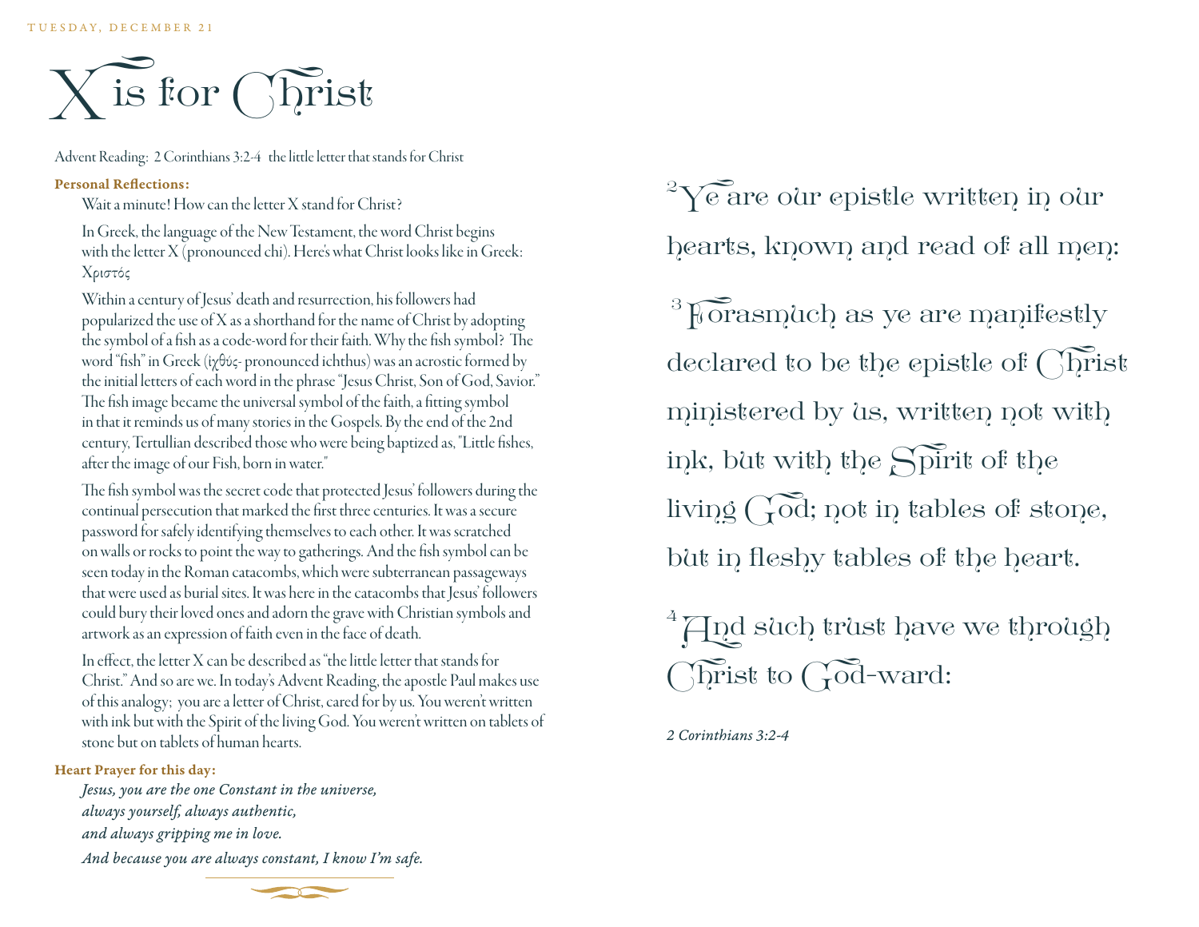TUESDAY, DECEMBER 21

# X is for Christ

Advent Reading: 2 Corinthians 3:2-4 the little letter that stands for Christ

**Personal Reflections:**

Wait a minute! How can the letter X stand for Christ?

In Greek, the language of the New Testament, the word Christ begins with the letter X (pronounced chi). Here's what Christ looks like in Greek: Χριστός

Within a century of Jesus' death and resurrection, his followers had popularized the use of X as a shorthand for the name of Christ by adopting the symbol of a fish as a code-word for their faith. Why the fish symbol? The word "fish" in Greek (ἰχθύς- pronounced ichthus) was an acrostic formed by the initial letters of each word in the phrase "Jesus Christ, Son of God, Savior." The fish image became the universal symbol of the faith, a fitting symbol in that it reminds us of many stories in the Gospels. By the end of the 2nd century, Tertullian described those who were being baptized as, "Little fishes, after the image of our Fish, born in water."

The fish symbol was the secret code that protected Jesus' followers during the continual persecution that marked the first three centuries. It was a secure password for safely identifying themselves to each other. It was scratched on walls or rocks to point the way to gatherings. And the fish symbol can be seen today in the Roman catacombs, which were subterranean passageways that were used as burial sites. It was here in the catacombs that Jesus' followers could bury their loved ones and adorn the grave with Christian symbols and artwork as an expression of faith even in the face of death.

In effect, the letter X can be described as "the little letter that stands for Christ." And so are we. In today's Advent Reading, the apostle Paul makes use of this analogy; you are a letter of Christ, cared for by us. You weren't written with ink but with the Spirit of the living God. You weren't written on tablets of stone but on tablets of human hearts.

**Heart Prayer for this day:**

*Jesus, you are the one Constant in the universe,*
*always yourself, always authentic,*
*and always gripping me in love.*
*And because you are always constant, I know I'm safe.*

[2] Ye are our epistle written in our hearts, known and read of all men:

[3] Forasmuch as ye are manifestly declared to be the epistle of Christ ministered by us, written not with ink, but with the Spirit of the living God; not in tables of stone, but in fleshy tables of the heart.

[4] And such trust have we through Christ to God-ward:

*2 Corinthians 3:2-4*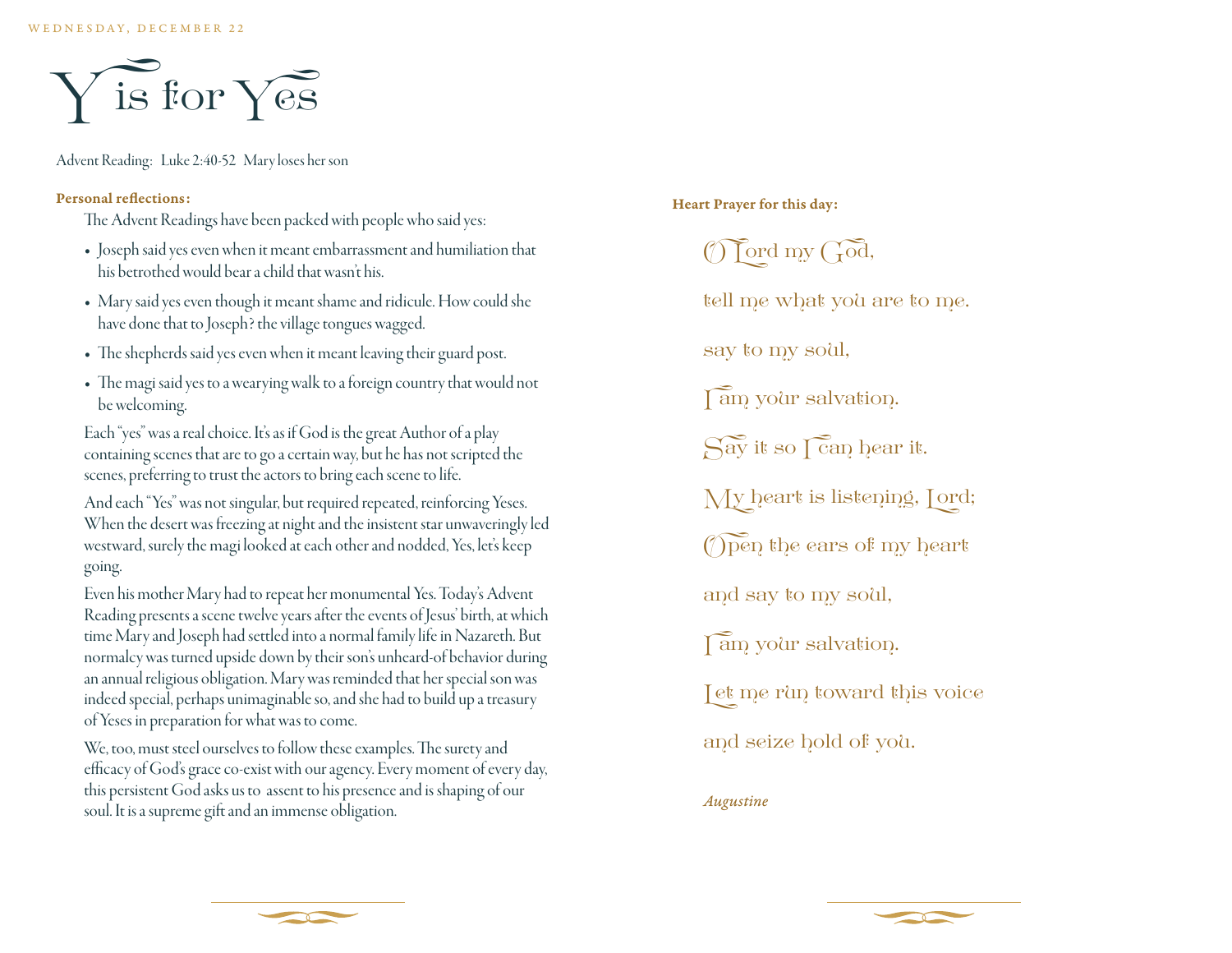WEDNESDAY, DECEMBER 22

# Y is for Yes

Advent Reading: Luke 2:40-52 Mary loses her son

**Personal reflections:**

The Advent Readings have been packed with people who said yes:

- Joseph said yes even when it meant embarrassment and humiliation that his betrothed would bear a child that wasn't his.
- Mary said yes even though it meant shame and ridicule. How could she have done that to Joseph? the village tongues wagged.
- The shepherds said yes even when it meant leaving their guard post.
- The magi said yes to a wearying walk to a foreign country that would not be welcoming.

Each "yes" was a real choice. It's as if God is the great Author of a play containing scenes that are to go a certain way, but he has not scripted the scenes, preferring to trust the actors to bring each scene to life.

And each "Yes" was not singular, but required repeated, reinforcing Yeses. When the desert was freezing at night and the insistent star unwaveringly led westward, surely the magi looked at each other and nodded, Yes, let's keep going.

Even his mother Mary had to repeat her monumental Yes. Today's Advent Reading presents a scene twelve years after the events of Jesus' birth, at which time Mary and Joseph had settled into a normal family life in Nazareth. But normalcy was turned upside down by their son's unheard-of behavior during an annual religious obligation. Mary was reminded that her special son was indeed special, perhaps unimaginable so, and she had to build up a treasury of Yeses in preparation for what was to come.

We, too, must steel ourselves to follow these examples. The surety and efficacy of God's grace co-exist with our agency. Every moment of every day, this persistent God asks us to assent to his presence and is shaping of our soul. It is a supreme gift and an immense obligation.

**Heart Prayer for this day:**

O Lord my God,

tell me what you are to me.

say to my soul,

I am your salvation.

Say it so I can hear it.

My heart is listening, Lord;

Open the ears of my heart

and say to my soul,

I am your salvation.

Let me run toward this voice

and seize hold of you.

*Augustine*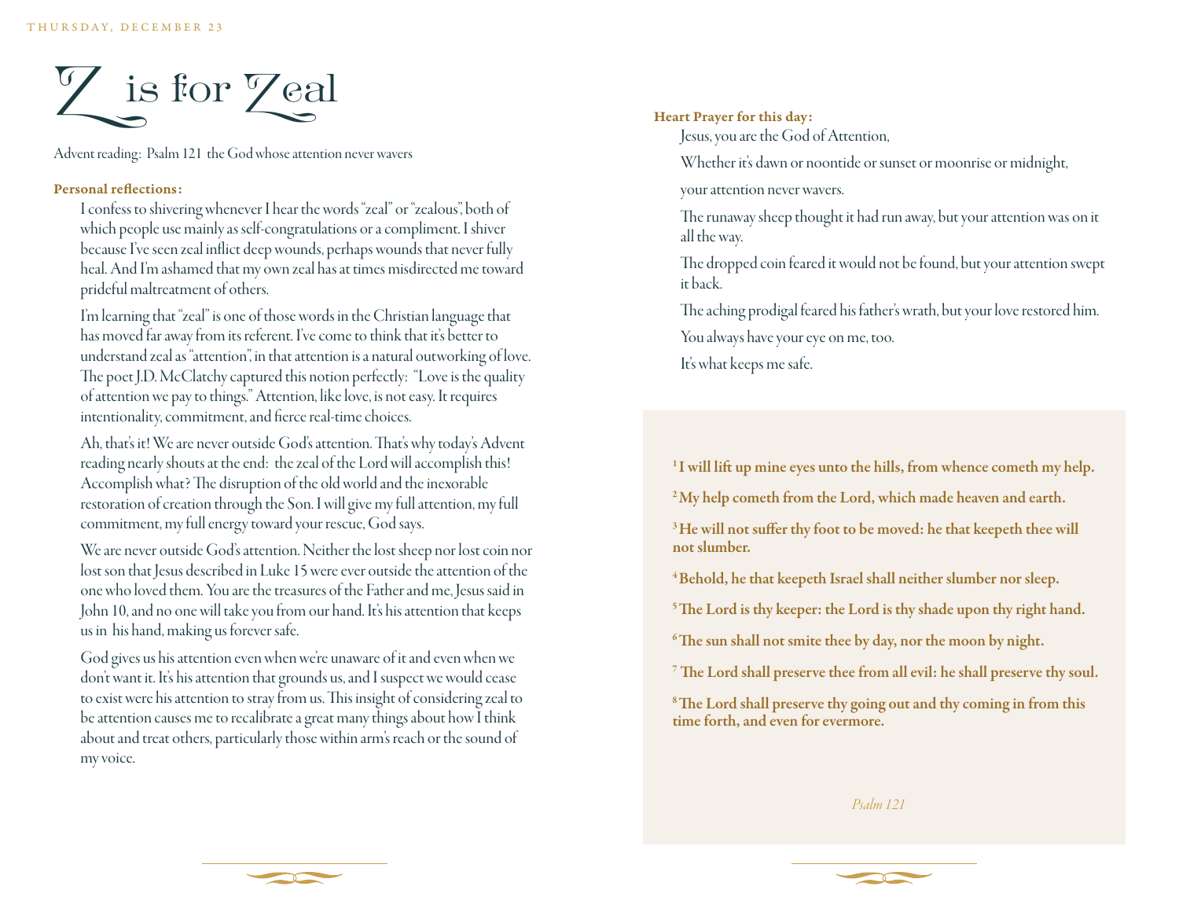# Z is for Zeal

Advent reading: Psalm 121 the God whose attention never wavers

**Personal reflections:**

I confess to shivering whenever I hear the words "zeal" or "zealous", both of which people use mainly as self-congratulations or a compliment. I shiver because I've seen zeal inflict deep wounds, perhaps wounds that never fully heal. And I'm ashamed that my own zeal has at times misdirected me toward prideful maltreatment of others.

I'm learning that "zeal" is one of those words in the Christian language that has moved far away from its referent. I've come to think that it's better to understand zeal as "attention", in that attention is a natural outworking of love. The poet J.D. McClatchy captured this notion perfectly: "Love is the quality of attention we pay to things." Attention, like love, is not easy. It requires intentionality, commitment, and fierce real-time choices.

Ah, that's it! We are never outside God's attention. That's why today's Advent reading nearly shouts at the end: the zeal of the Lord will accomplish this! Accomplish what? The disruption of the old world and the inexorable restoration of creation through the Son. I will give my full attention, my full commitment, my full energy toward your rescue, God says.

We are never outside God's attention. Neither the lost sheep nor lost coin nor lost son that Jesus described in Luke 15 were ever outside the attention of the one who loved them. You are the treasures of the Father and me, Jesus said in John 10, and no one will take you from our hand. It's his attention that keeps us in his hand, making us forever safe.

God gives us his attention even when we're unaware of it and even when we don't want it. It's his attention that grounds us, and I suspect we would cease to exist were his attention to stray from us. This insight of considering zeal to be attention causes me to recalibrate a great many things about how I think about and treat others, particularly those within arm's reach or the sound of my voice.

**Heart Prayer for this day:**

Jesus, you are the God of Attention,

Whether it's dawn or noontide or sunset or moonrise or midnight,

your attention never wavers.

The runaway sheep thought it had run away, but your attention was on it all the way.

The dropped coin feared it would not be found, but your attention swept it back.

The aching prodigal feared his father's wrath, but your love restored him.

You always have your eye on me, too.

It's what keeps me safe.

**1 I will lift up mine eyes unto the hills, from whence cometh my help.**

**2 My help cometh from the Lord, which made heaven and earth.**

**3 He will not suffer thy foot to be moved: he that keepeth thee will not slumber.**

**4 Behold, he that keepeth Israel shall neither slumber nor sleep.**

**5 The Lord is thy keeper: the Lord is thy shade upon thy right hand.**

**6 The sun shall not smite thee by day, nor the moon by night.**

**7 The Lord shall preserve thee from all evil: he shall preserve thy soul.**

**8 The Lord shall preserve thy going out and thy coming in from this time forth, and even for evermore.**

*Psalm 121*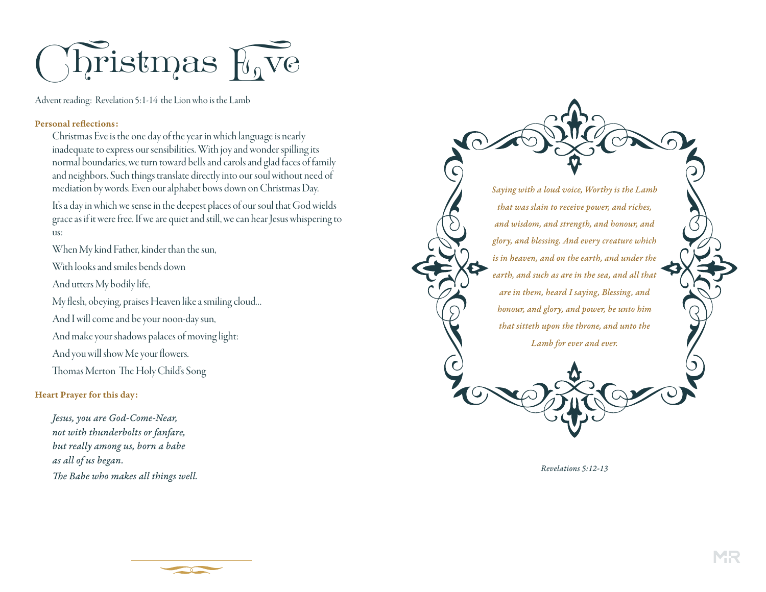# Christmas Eve

Advent reading: Revelation 5:1-14 the Lion who is the Lamb

**Personal reflections:**

Christmas Eve is the one day of the year in which language is nearly inadequate to express our sensibilities. With joy and wonder spilling its normal boundaries, we turn toward bells and carols and glad faces of family and neighbors. Such things translate directly into our soul without need of mediation by words. Even our alphabet bows down on Christmas Day.

It's a day in which we sense in the deepest places of our soul that God wields grace as if it were free. If we are quiet and still, we can hear Jesus whispering to us:

When My kind Father, kinder than the sun,

With looks and smiles bends down

And utters My bodily life,

My flesh, obeying, praises Heaven like a smiling cloud…

And I will come and be your noon-day sun,

And make your shadows palaces of moving light:

And you will show Me your flowers.

Thomas Merton The Holy Child's Song

**Heart Prayer for this day:**

*Jesus, you are God-Come-Near,*
*not with thunderbolts or fanfare,*
*but really among us, born a babe*
*as all of us began.*
*The Babe who makes all things well.*

*Saying with a loud voice, Worthy is the Lamb that was slain to receive power, and riches, and wisdom, and strength, and honour, and glory, and blessing. And every creature which is in heaven, and on the earth, and under the earth, and such as are in the sea, and all that are in them, heard I saying, Blessing, and honour, and glory, and power, be unto him that sitteth upon the throne, and unto the Lamb for ever and ever.*

*Revelations 5:12-13*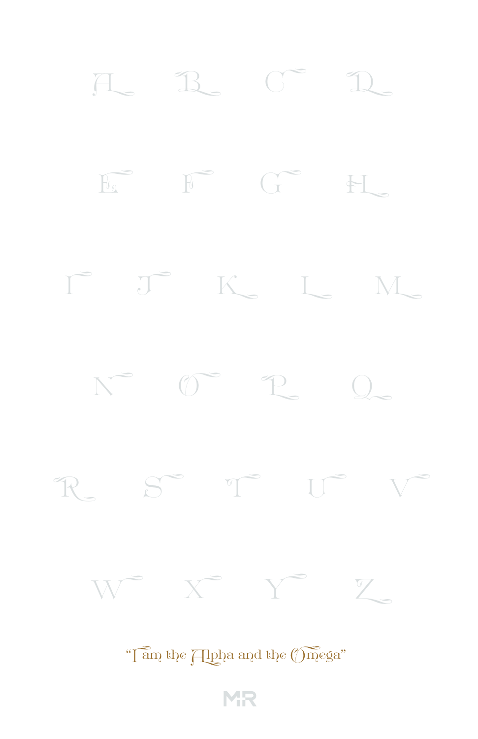A B C D

E F G H

I J K L M

N O P Q

R S T U V

W X Y Z

"I am the Alpha and the Omega"

MR